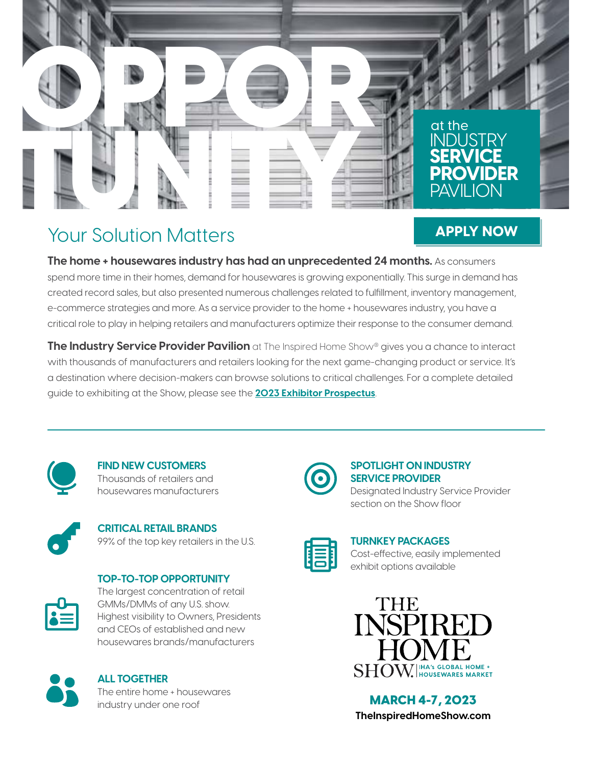# OPPORTUNITY

at the INDUSTRY **SERVICE PROVIDER** PAVILION

## Your Solution Matters

**APPLY NOW**

**The home + housewares industry has had an unprecedented 24 months.** As consumers spend more time in their homes, demand for housewares is growing exponentially. This surge in demand has created record sales, but also presented numerous challenges related to fulfillment, inventory management, e-commerce strategies and more. As a service provider to the home + housewares industry, you have a critical role to play in helping retailers and manufacturers optimize their response to the consumer demand.

**The Industry Service Provider Pavilion** at The Inspired Home Show® gives you a chance to interact with thousands of manufacturers and retailers looking for the next game-changing product or service. It's a destination where decision-makers can browse solutions to critical challenges. For a complete detailed guide to exhibiting at the Show, please see the **2023 Exhibitor Prospectus**.

---

**FIND NEW CUSTOMERS**
Thousands of retailers and housewares manufacturers

**CRITICAL RETAIL BRANDS**
99% of the top key retailers in the U.S.

**TOP-TO-TOP OPPORTUNITY**
The largest concentration of retail GMMs/DMMs of any U.S. show. Highest visibility to Owners, Presidents and CEOs of established and new housewares brands/manufacturers

**ALL TOGETHER**
The entire home + housewares industry under one roof

**SPOTLIGHT ON INDUSTRY SERVICE PROVIDER**
Designated Industry Service Provider section on the Show floor

**TURNKEY PACKAGES**
Cost-effective, easily implemented exhibit options available

THE INSPIRED HOME SHOW. | IHA's GLOBAL HOME + HOUSEWARES MARKET

**MARCH 4-7, 2023**

**TheInspiredHomeShow.com**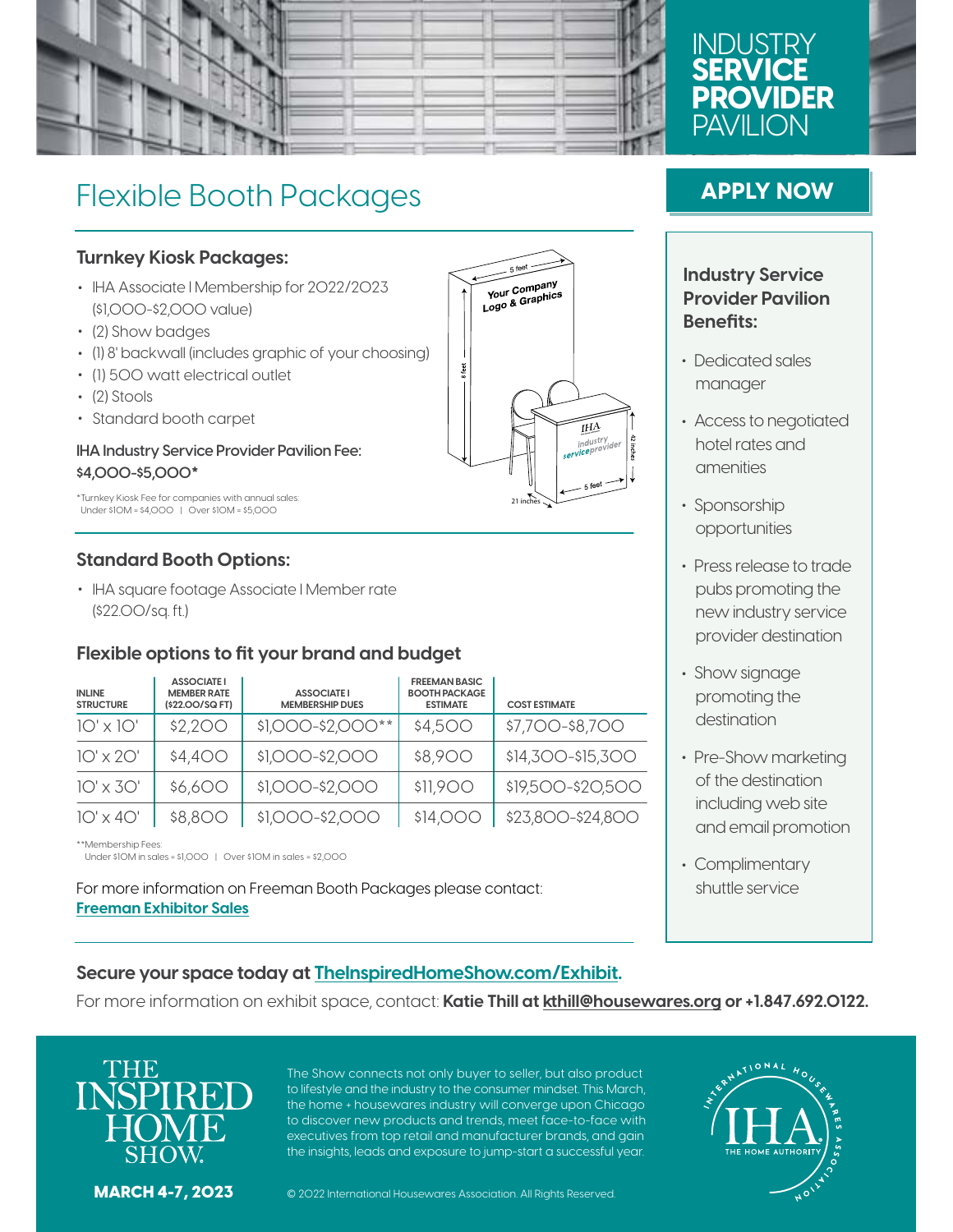# INDUSTRY SERVICE PROVIDER PAVILION

## Flexible Booth Packages

**APPLY NOW**

### Turnkey Kiosk Packages:

- IHA Associate I Membership for 2022/2023 ($1,000-$2,000 value)
- (2) Show badges
- (1) 8' backwall (includes graphic of your choosing)
- (1) 500 watt electrical outlet
- (2) Stools
- Standard booth carpet

**IHA Industry Service Provider Pavilion Fee: $4,000-$5,000***

*Turnkey Kiosk Fee for companies with annual sales: Under $10M = $4,000 | Over $10M = $5,000

### Standard Booth Options:

- IHA square footage Associate I Member rate ($22.00/sq. ft.)

### Flexible options to fit your brand and budget

| INLINE STRUCTURE | ASSOCIATE I MEMBER RATE ($22.00/SQ FT) | ASSOCIATE I MEMBERSHIP DUES | FREEMAN BASIC BOOTH PACKAGE ESTIMATE | COST ESTIMATE |
|---|---|---|---|---|
| 10' x 10' | $2,200 | $1,000-$2,000** | $4,500 | $7,700-$8,700 |
| 10' x 20' | $4,400 | $1,000-$2,000 | $8,900 | $14,300-$15,300 |
| 10' x 30' | $6,600 | $1,000-$2,000 | $11,900 | $19,500-$20,500 |
| 10' x 40' | $8,800 | $1,000-$2,000 | $14,000 | $23,800-$24,800 |

**Membership Fees: Under $10M in sales = $1,000 | Over $10M in sales = $2,000

For more information on Freeman Booth Packages please contact: **Freeman Exhibitor Sales**

### Industry Service Provider Pavilion Benefits:

- Dedicated sales manager
- Access to negotiated hotel rates and amenities
- Sponsorship opportunities
- Press release to trade pubs promoting the new industry service provider destination
- Show signage promoting the destination
- Pre-Show marketing of the destination including web site and email promotion
- Complimentary shuttle service

**Secure your space today at TheInspiredHomeShow.com/Exhibit.**

For more information on exhibit space, contact: **Katie Thill at kthill@housewares.org or +1.847.692.0122.**

THE INSPIRED HOME SHOW.

**MARCH 4-7, 2023**

The Show connects not only buyer to seller, but also product to lifestyle and the industry to the consumer mindset. This March, the home + housewares industry will converge upon Chicago to discover new products and trends, meet face-to-face with executives from top retail and manufacturer brands, and gain the insights, leads and exposure to jump-start a successful year.

© 2022 International Housewares Association. All Rights Reserved.

INTERNATIONAL HOUSEWARES ASSOCIATION — IHA — THE HOME AUTHORITY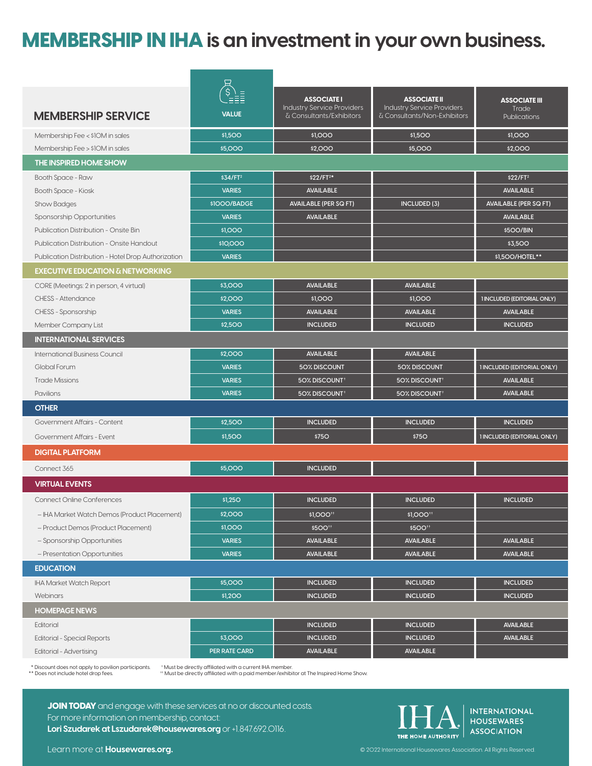# MEMBERSHIP IN IHA is an investment in your own business.

| MEMBERSHIP SERVICE | VALUE | ASSOCIATE I Industry Service Providers & Consultants/Exhibitors | ASSOCIATE II Industry Service Providers & Consultants/Non-Exhibitors | ASSOCIATE III Trade Publications |
|---|---|---|---|---|
| Membership Fee < $10M in sales | $1,500 | $1,000 | $1,500 | $1,000 |
| Membership Fee > $10M in sales | $5,000 | $2,000 | $5,000 | $2,000 |
| **THE INSPIRED HOME SHOW** | | | | |
| Booth Space - Raw | $34/FT² | $22/FT²* | | $22/FT² |
| Booth Space - Kiosk | VARIES | AVAILABLE | | AVAILABLE |
| Show Badges | $1000/BADGE | AVAILABLE (PER SQ FT) | INCLUDED (3) | AVAILABLE (PER SQ FT) |
| Sponsorship Opportunities | VARIES | AVAILABLE | | AVAILABLE |
| Publication Distribution - Onsite Bin | $1,000 | | | $500/BIN |
| Publication Distribution - Onsite Handout | $10,000 | | | $3,500 |
| Publication Distribution - Hotel Drop Authorization | VARIES | | | $1,500/HOTEL** |
| **EXECUTIVE EDUCATION & NETWORKING** | | | | |
| CORE (Meetings: 2 in person, 4 virtual) | $3,000 | AVAILABLE | AVAILABLE | |
| CHESS - Attendance | $2,000 | $1,000 | $1,000 | 1 INCLUDED (EDITORIAL ONLY) |
| CHESS - Sponsorship | VARIES | AVAILABLE | AVAILABLE | AVAILABLE |
| Member Company List | $2,500 | INCLUDED | INCLUDED | INCLUDED |
| **INTERNATIONAL SERVICES** | | | | |
| International Business Council | $2,000 | AVAILABLE | AVAILABLE | |
| Global Forum | VARIES | 50% DISCOUNT | 50% DISCOUNT | 1 INCLUDED (EDITORIAL ONLY) |
| Trade Missions | VARIES | 50% DISCOUNT† | 50% DISCOUNT† | AVAILABLE |
| Pavilions | VARIES | 50% DISCOUNT† | 50% DISCOUNT† | AVAILABLE |
| **OTHER** | | | | |
| Government Affairs - Content | $2,500 | INCLUDED | INCLUDED | INCLUDED |
| Government Affairs - Event | $1,500 | $750 | $750 | 1 INCLUDED (EDITORIAL ONLY) |
| **DIGITAL PLATFORM** | | | | |
| Connect 365 | $5,000 | INCLUDED | | |
| **VIRTUAL EVENTS** | | | | |
| Connect Online Conferences | $1,250 | INCLUDED | INCLUDED | INCLUDED |
| – IHA Market Watch Demos (Product Placement) | $2,000 | $1,000†† | $1,000†† | |
| – Product Demos (Product Placement) | $1,000 | $500†† | $500†† | |
| – Sponsorship Opportunities | VARIES | AVAILABLE | AVAILABLE | AVAILABLE |
| – Presentation Opportunities | VARIES | AVAILABLE | AVAILABLE | AVAILABLE |
| **EDUCATION** | | | | |
| IHA Market Watch Report | $5,000 | INCLUDED | INCLUDED | INCLUDED |
| Webinars | $1,200 | INCLUDED | INCLUDED | INCLUDED |
| **HOMEPAGE NEWS** | | | | |
| Editorial | | INCLUDED | INCLUDED | AVAILABLE |
| Editorial - Special Reports | $3,000 | INCLUDED | INCLUDED | AVAILABLE |
| Editorial - Advertising | PER RATE CARD | AVAILABLE | AVAILABLE | |

\* Discount does not apply to pavilion participants.
\*\* Does not include hotel drop fees.
† Must be directly affiliated with a current IHA member.
†† Must be directly affiliated with a paid member/exhibitor at The Inspired Home Show.

**JOIN TODAY** and engage with these services at no or discounted costs.
For more information on membership, contact:
**Lori Szudarek at Lszudarek@housewares.org** or +1.847.692.0116.

Learn more at **Housewares.org.**

IHA THE HOME AUTHORITY | INTERNATIONAL HOUSEWARES ASSOCIATION

© 2022 International Housewares Association. All Rights Reserved.